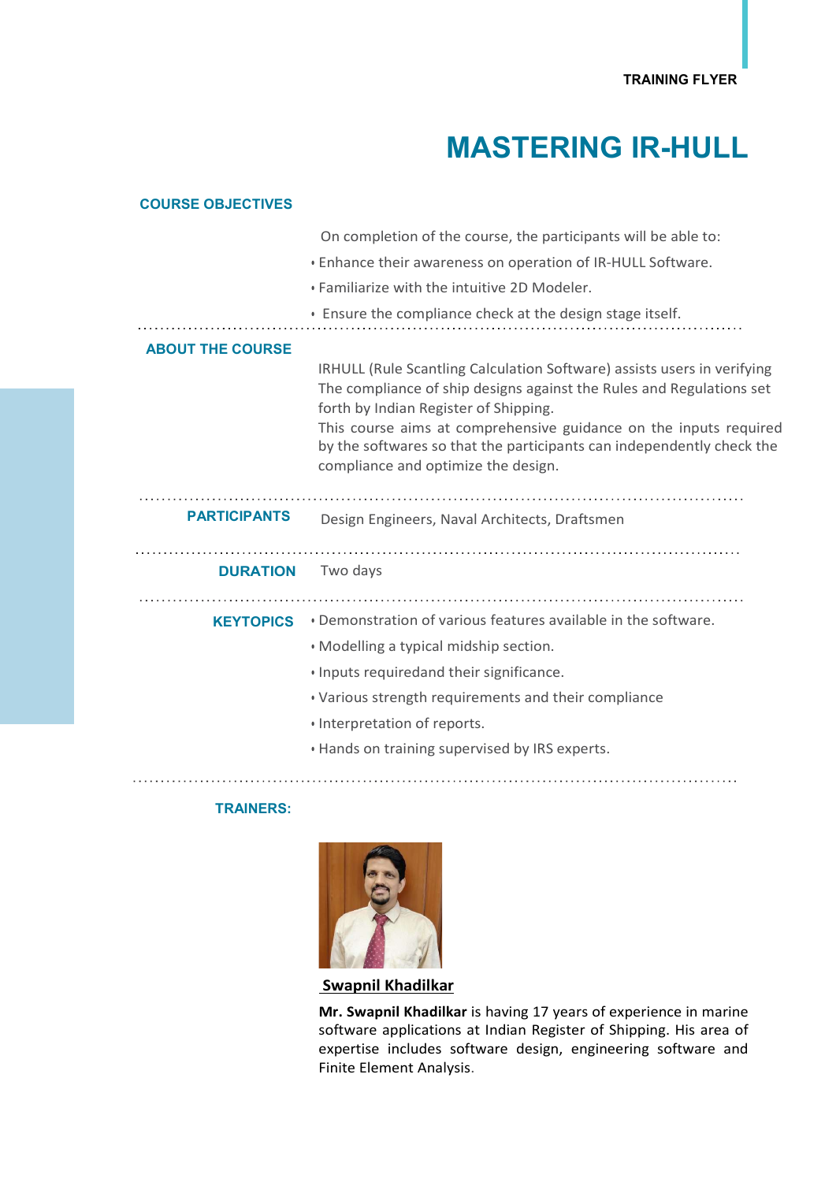TRAINING FLYER

# MASTERING IR-HULL

## COURSE OBJECTIVES

On completion of the course, the participants will be able to:

- Enhance their awareness on operation of IR-HULL Software.
- Familiarize with the intuitive 2D Modeler.
- Ensure the compliance check at the design stage itself.

## ABOUT THE COURSE

IRHULL (Rule Scantling Calculation Software) assists users in verifying The compliance of ship designs against the Rules and Regulations set forth by Indian Register of Shipping.

This course aims at comprehensive guidance on the inputs required by the softwares so that the participants can independently check the compliance and optimize the design.

## PARTICIPANTS

Design Engineers, Naval Architects, Draftsmen

## DURATION

Two days

## KEYTOPICS

- Demonstration of various features available in the software.
- Modelling a typical midship section.
- Inputs requiredand their significance.
- Various strength requirements and their compliance
- Interpretation of reports.
- Hands on training supervised by IRS experts.

## TRAINERS:

**Swapnil Khadilkar**

**Mr. Swapnil Khadilkar** is having 17 years of experience in marine software applications at Indian Register of Shipping. His area of expertise includes software design, engineering software and Finite Element Analysis.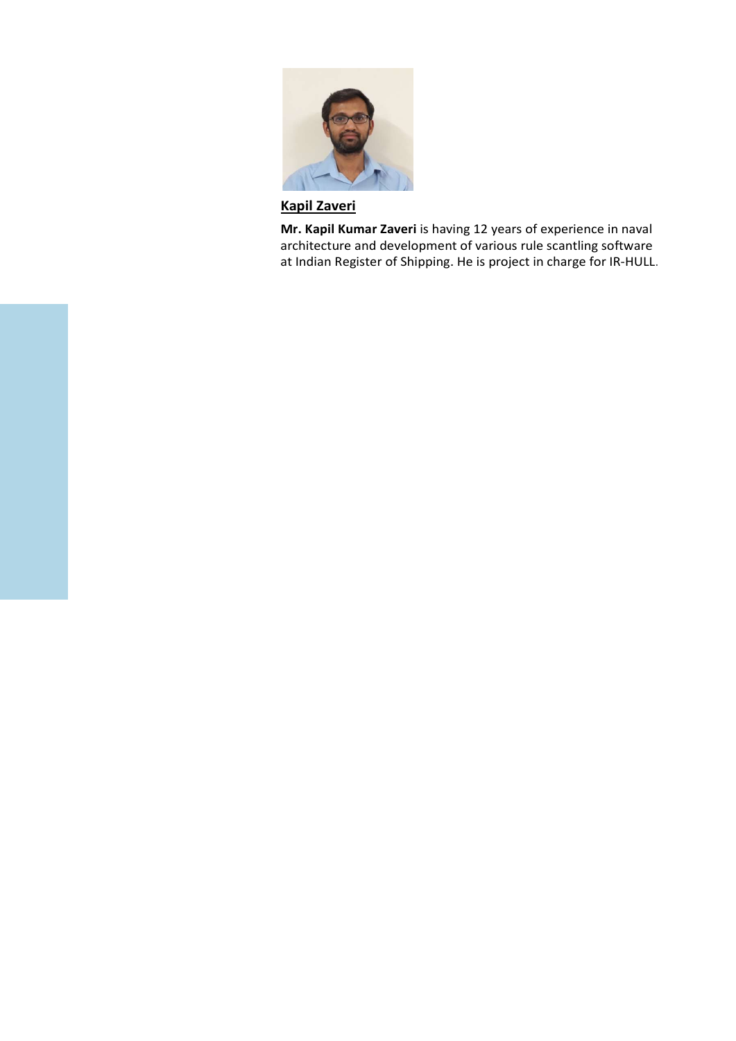**Kapil Zaveri**

**Mr. Kapil Kumar Zaveri** is having 12 years of experience in naval architecture and development of various rule scantling software at Indian Register of Shipping. He is project in charge for IR-HULL.